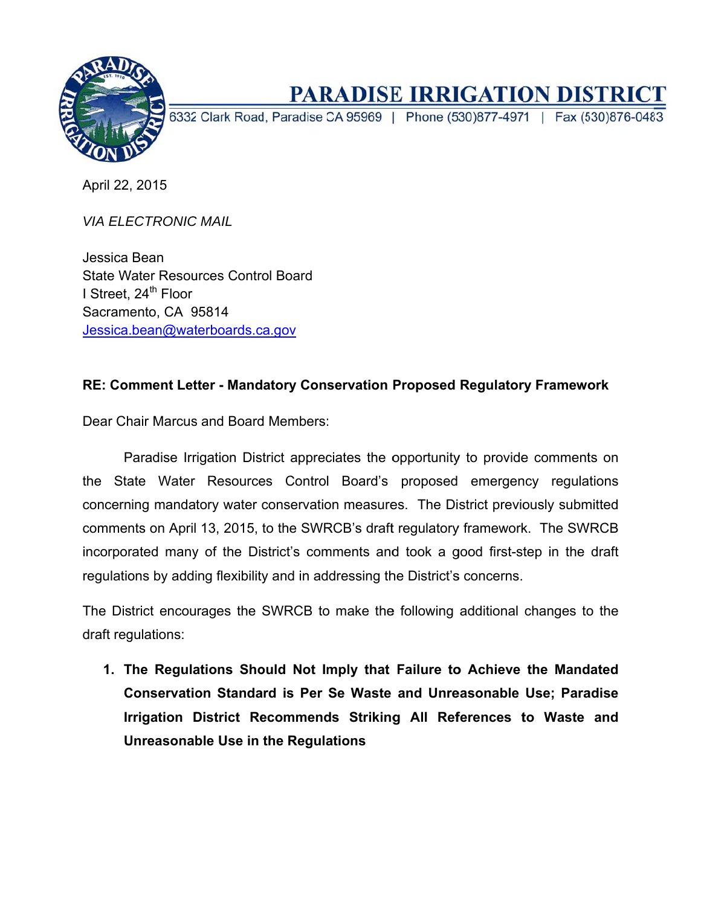# PARADISE IRRIGATION DISTRICT

6332 Clark Road, Paradise CA 95969 | Phone (530)877-4971 | Fax (530)876-0483

April 22, 2015

*VIA ELECTRONIC MAIL*

Jessica Bean
State Water Resources Control Board
I Street, 24th Floor
Sacramento, CA 95814
Jessica.bean@waterboards.ca.gov

**RE: Comment Letter - Mandatory Conservation Proposed Regulatory Framework**

Dear Chair Marcus and Board Members:

Paradise Irrigation District appreciates the opportunity to provide comments on the State Water Resources Control Board's proposed emergency regulations concerning mandatory water conservation measures. The District previously submitted comments on April 13, 2015, to the SWRCB's draft regulatory framework. The SWRCB incorporated many of the District's comments and took a good first-step in the draft regulations by adding flexibility and in addressing the District's concerns.

The District encourages the SWRCB to make the following additional changes to the draft regulations:

1. **The Regulations Should Not Imply that Failure to Achieve the Mandated Conservation Standard is Per Se Waste and Unreasonable Use; Paradise Irrigation District Recommends Striking All References to Waste and Unreasonable Use in the Regulations**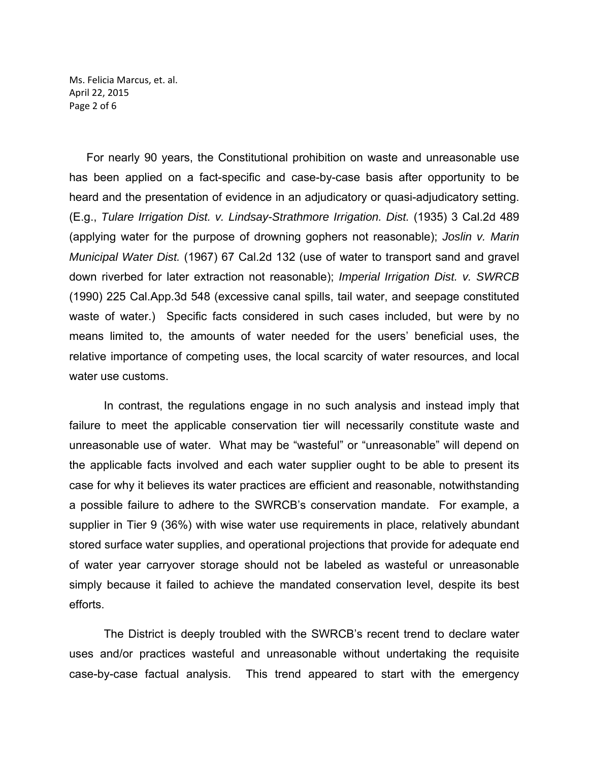For nearly 90 years, the Constitutional prohibition on waste and unreasonable use has been applied on a fact-specific and case-by-case basis after opportunity to be heard and the presentation of evidence in an adjudicatory or quasi-adjudicatory setting. (E.g., *Tulare Irrigation Dist. v. Lindsay-Strathmore Irrigation. Dist.* (1935) 3 Cal.2d 489 (applying water for the purpose of drowning gophers not reasonable); *Joslin v. Marin Municipal Water Dist.* (1967) 67 Cal.2d 132 (use of water to transport sand and gravel down riverbed for later extraction not reasonable); *Imperial Irrigation Dist. v. SWRCB* (1990) 225 Cal.App.3d 548 (excessive canal spills, tail water, and seepage constituted waste of water.) Specific facts considered in such cases included, but were by no means limited to, the amounts of water needed for the users' beneficial uses, the relative importance of competing uses, the local scarcity of water resources, and local water use customs.

In contrast, the regulations engage in no such analysis and instead imply that failure to meet the applicable conservation tier will necessarily constitute waste and unreasonable use of water. What may be "wasteful" or "unreasonable" will depend on the applicable facts involved and each water supplier ought to be able to present its case for why it believes its water practices are efficient and reasonable, notwithstanding a possible failure to adhere to the SWRCB's conservation mandate. For example, a supplier in Tier 9 (36%) with wise water use requirements in place, relatively abundant stored surface water supplies, and operational projections that provide for adequate end of water year carryover storage should not be labeled as wasteful or unreasonable simply because it failed to achieve the mandated conservation level, despite its best efforts.

The District is deeply troubled with the SWRCB's recent trend to declare water uses and/or practices wasteful and unreasonable without undertaking the requisite case-by-case factual analysis. This trend appeared to start with the emergency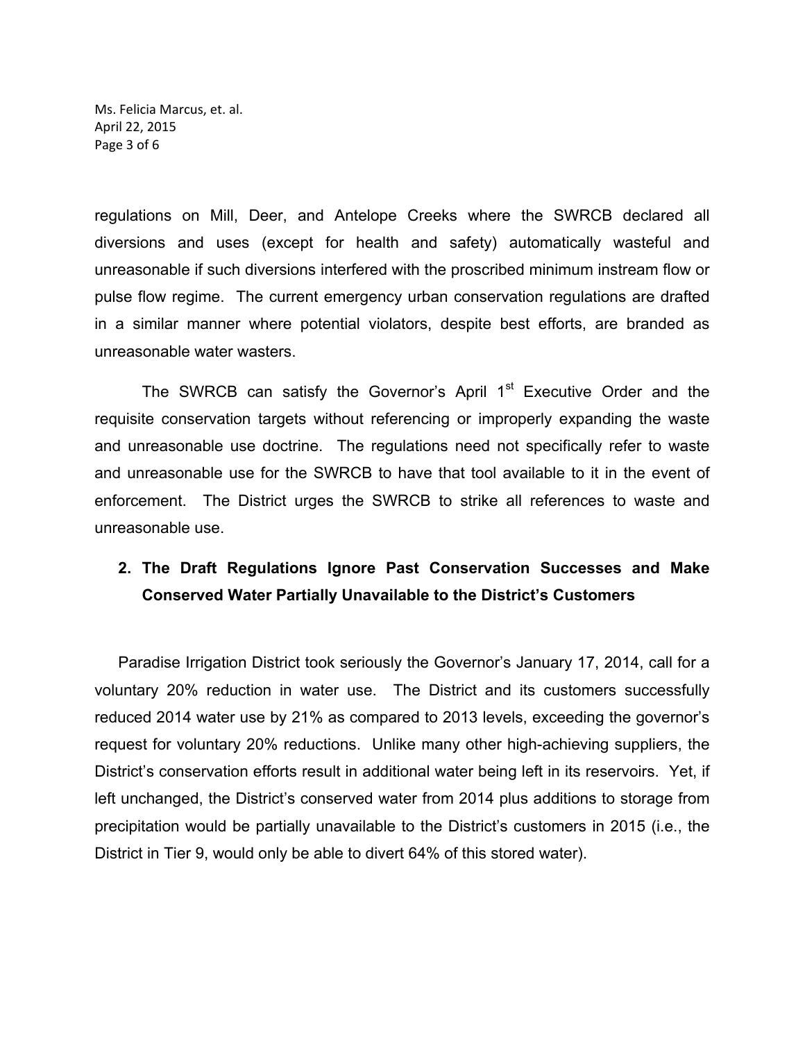regulations on Mill, Deer, and Antelope Creeks where the SWRCB declared all diversions and uses (except for health and safety) automatically wasteful and unreasonable if such diversions interfered with the proscribed minimum instream flow or pulse flow regime. The current emergency urban conservation regulations are drafted in a similar manner where potential violators, despite best efforts, are branded as unreasonable water wasters.

The SWRCB can satisfy the Governor's April 1st Executive Order and the requisite conservation targets without referencing or improperly expanding the waste and unreasonable use doctrine. The regulations need not specifically refer to waste and unreasonable use for the SWRCB to have that tool available to it in the event of enforcement. The District urges the SWRCB to strike all references to waste and unreasonable use.

## 2. The Draft Regulations Ignore Past Conservation Successes and Make Conserved Water Partially Unavailable to the District's Customers

Paradise Irrigation District took seriously the Governor's January 17, 2014, call for a voluntary 20% reduction in water use. The District and its customers successfully reduced 2014 water use by 21% as compared to 2013 levels, exceeding the governor's request for voluntary 20% reductions. Unlike many other high-achieving suppliers, the District's conservation efforts result in additional water being left in its reservoirs. Yet, if left unchanged, the District's conserved water from 2014 plus additions to storage from precipitation would be partially unavailable to the District's customers in 2015 (i.e., the District in Tier 9, would only be able to divert 64% of this stored water).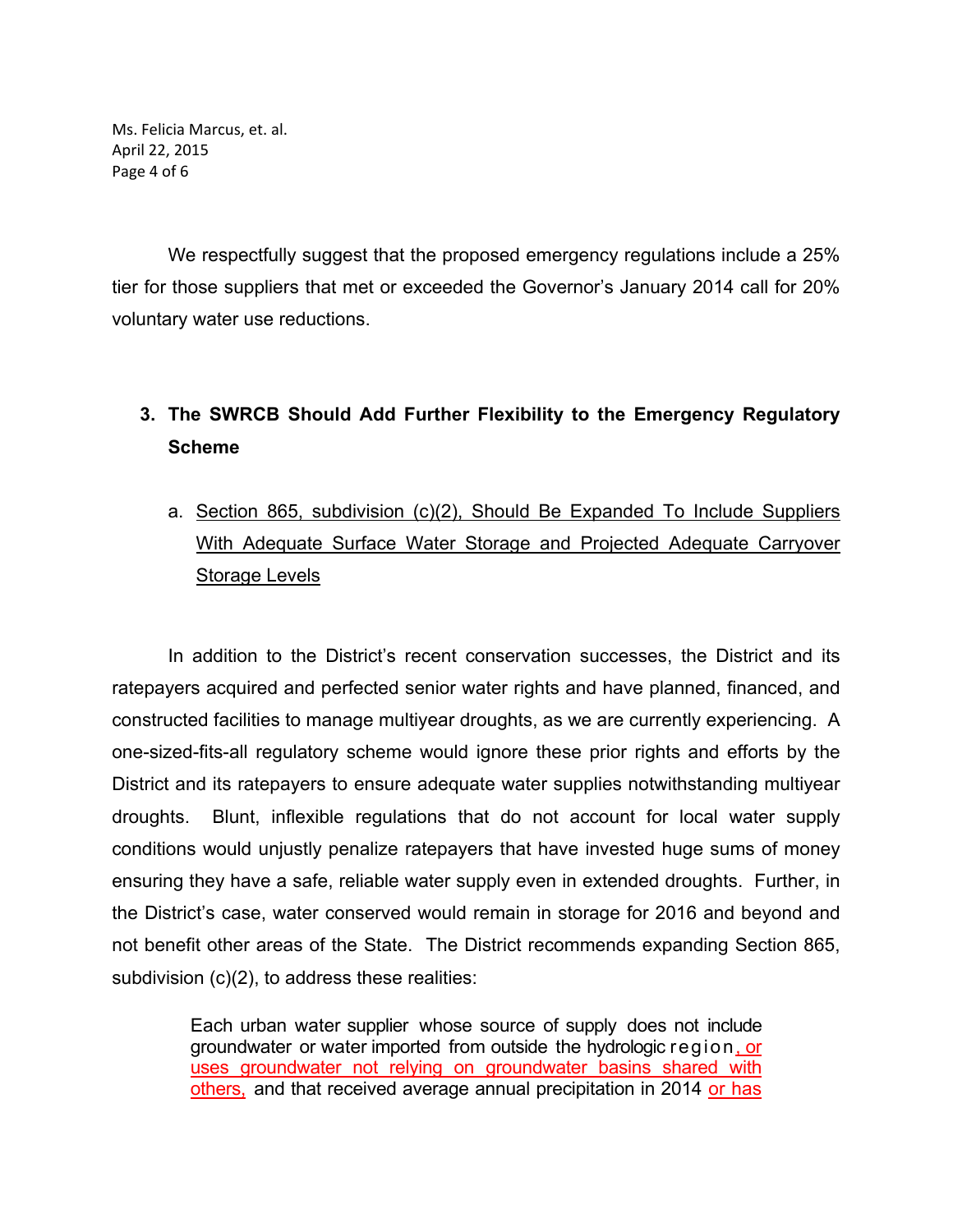We respectfully suggest that the proposed emergency regulations include a 25% tier for those suppliers that met or exceeded the Governor's January 2014 call for 20% voluntary water use reductions.

## 3. The SWRCB Should Add Further Flexibility to the Emergency Regulatory Scheme

### a. <u>Section 865, subdivision (c)(2), Should Be Expanded To Include Suppliers With Adequate Surface Water Storage and Projected Adequate Carryover Storage Levels</u>

In addition to the District's recent conservation successes, the District and its ratepayers acquired and perfected senior water rights and have planned, financed, and constructed facilities to manage multiyear droughts, as we are currently experiencing. A one-sized-fits-all regulatory scheme would ignore these prior rights and efforts by the District and its ratepayers to ensure adequate water supplies notwithstanding multiyear droughts. Blunt, inflexible regulations that do not account for local water supply conditions would unjustly penalize ratepayers that have invested huge sums of money ensuring they have a safe, reliable water supply even in extended droughts. Further, in the District's case, water conserved would remain in storage for 2016 and beyond and not benefit other areas of the State. The District recommends expanding Section 865, subdivision (c)(2), to address these realities:

> Each urban water supplier whose source of supply does not include groundwater or water imported from outside the hydrologic region<u>, or uses groundwater not relying on groundwater basins shared with others,</u> and that received average annual precipitation in 2014 <u>or has</u>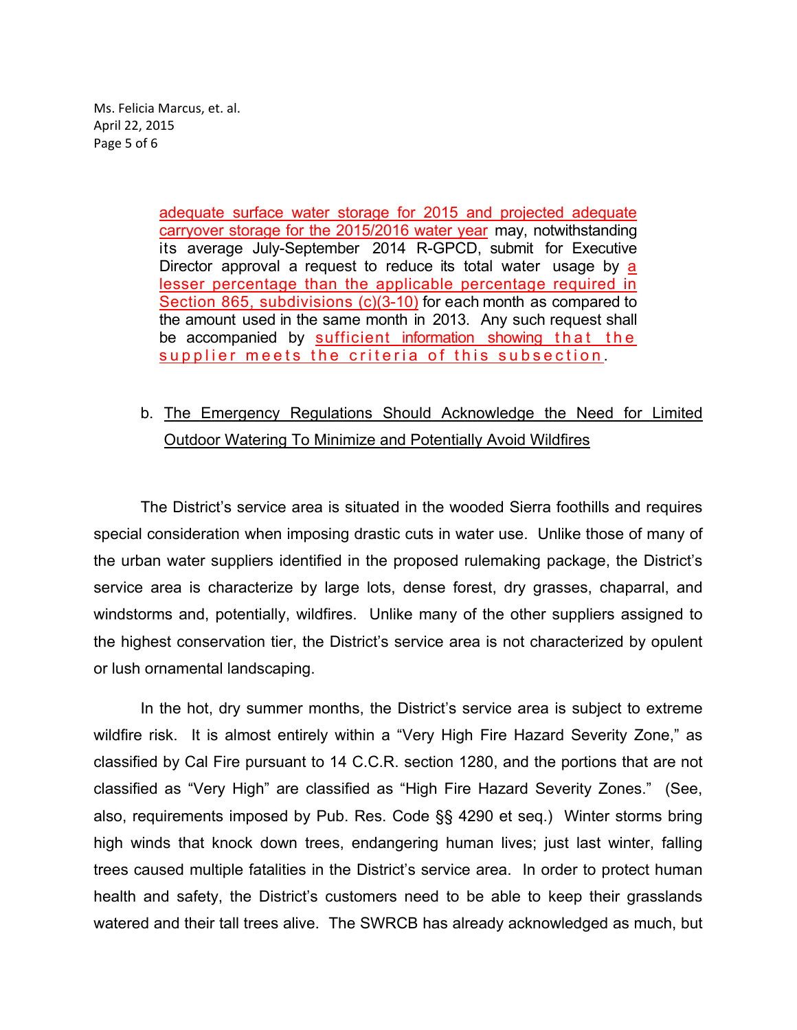adequate surface water storage for 2015 and projected adequate carryover storage for the 2015/2016 water year may, notwithstanding its average July-September 2014 R-GPCD, submit for Executive Director approval a request to reduce its total water usage by a lesser percentage than the applicable percentage required in Section 865, subdivisions (c)(3-10) for each month as compared to the amount used in the same month in 2013. Any such request shall be accompanied by sufficient information showing that the supplier meets the criteria of this subsection.

b. <u>The Emergency Regulations Should Acknowledge the Need for Limited Outdoor Watering To Minimize and Potentially Avoid Wildfires</u>

The District's service area is situated in the wooded Sierra foothills and requires special consideration when imposing drastic cuts in water use. Unlike those of many of the urban water suppliers identified in the proposed rulemaking package, the District's service area is characterize by large lots, dense forest, dry grasses, chaparral, and windstorms and, potentially, wildfires. Unlike many of the other suppliers assigned to the highest conservation tier, the District's service area is not characterized by opulent or lush ornamental landscaping.

In the hot, dry summer months, the District's service area is subject to extreme wildfire risk. It is almost entirely within a "Very High Fire Hazard Severity Zone," as classified by Cal Fire pursuant to 14 C.C.R. section 1280, and the portions that are not classified as "Very High" are classified as "High Fire Hazard Severity Zones." (See, also, requirements imposed by Pub. Res. Code §§ 4290 et seq.) Winter storms bring high winds that knock down trees, endangering human lives; just last winter, falling trees caused multiple fatalities in the District's service area. In order to protect human health and safety, the District's customers need to be able to keep their grasslands watered and their tall trees alive. The SWRCB has already acknowledged as much, but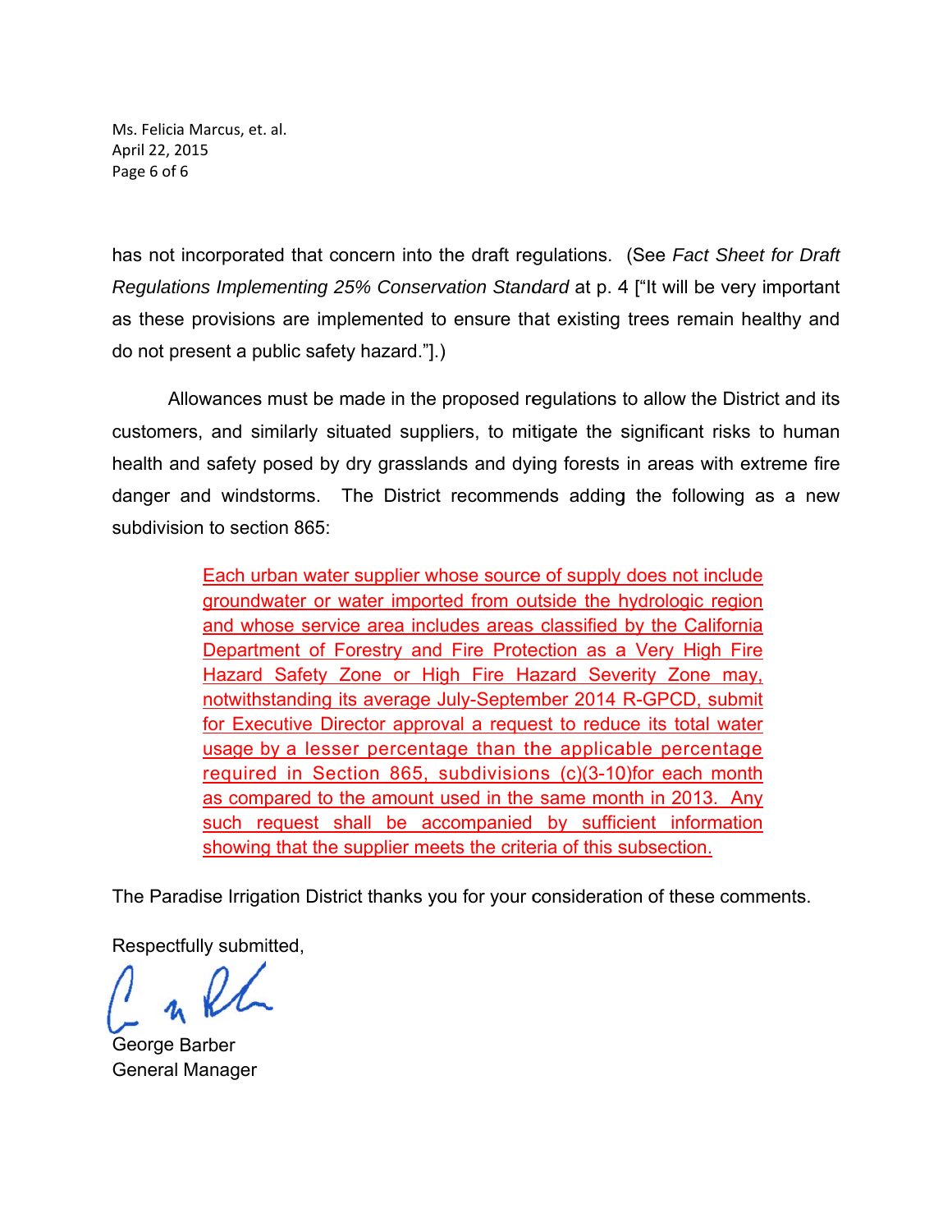has not incorporated that concern into the draft regulations. (See *Fact Sheet for Draft Regulations Implementing 25% Conservation Standard* at p. 4 ["It will be very important as these provisions are implemented to ensure that existing trees remain healthy and do not present a public safety hazard."].)

Allowances must be made in the proposed regulations to allow the District and its customers, and similarly situated suppliers, to mitigate the significant risks to human health and safety posed by dry grasslands and dying forests in areas with extreme fire danger and windstorms. The District recommends adding the following as a new subdivision to section 865:

> <u>Each urban water supplier whose source of supply does not include groundwater or water imported from outside the hydrologic region and whose service area includes areas classified by the California Department of Forestry and Fire Protection as a Very High Fire Hazard Safety Zone or High Fire Hazard Severity Zone may, notwithstanding its average July-September 2014 R-GPCD, submit for Executive Director approval a request to reduce its total water usage by a lesser percentage than the applicable percentage required in Section 865, subdivisions (c)(3-10)for each month as compared to the amount used in the same month in 2013. Any such request shall be accompanied by sufficient information showing that the supplier meets the criteria of this subsection.</u>

The Paradise Irrigation District thanks you for your consideration of these comments.

Respectfully submitted,

George Barber
General Manager